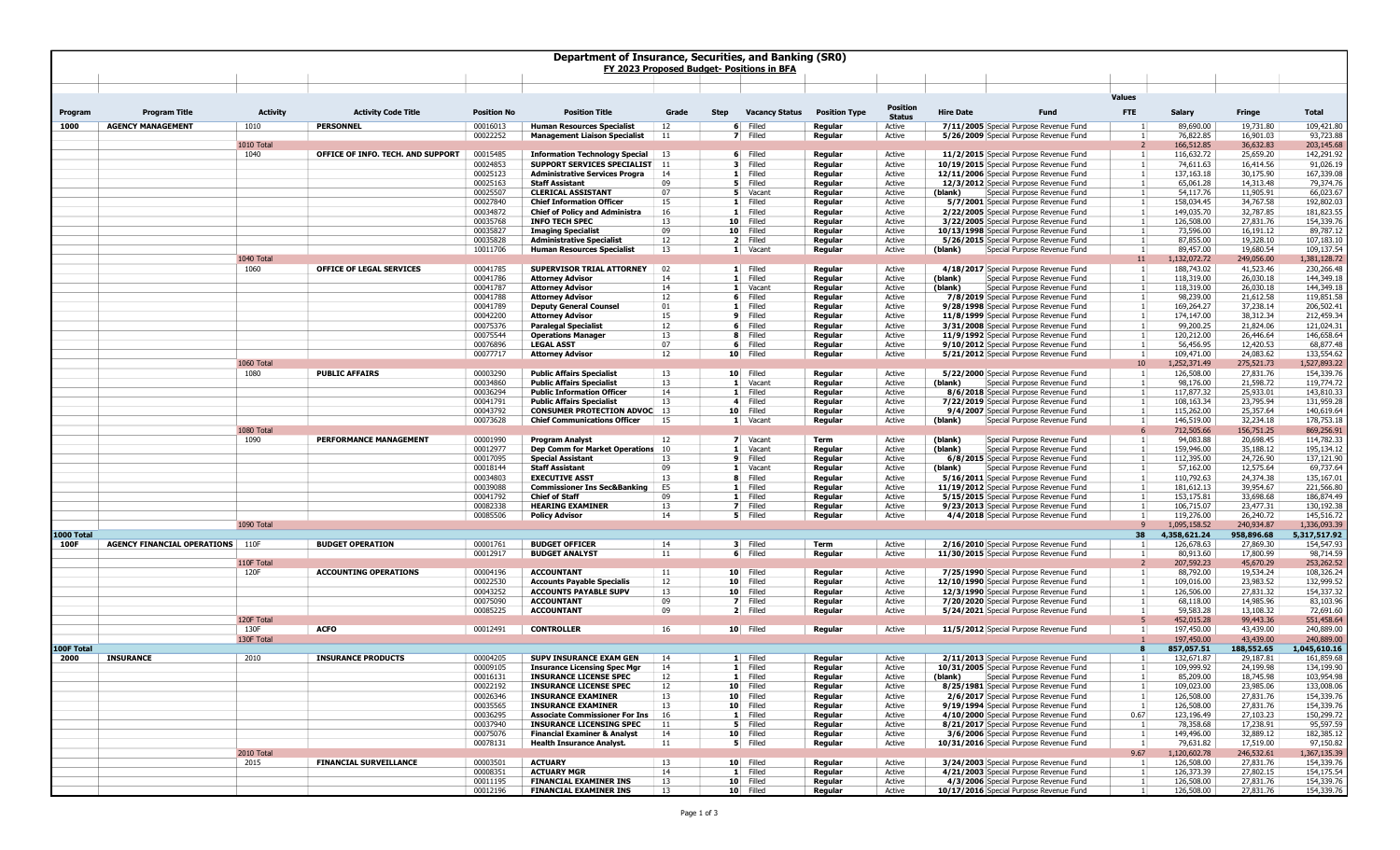# Department of Insurance, Securities, and Banking (SR0)

## FY 2023 Proposed Budget- Positions in BFA

| Program | Program Title | Activity | Activity Code Title | Position No | Position Title | Grade | Step | Vacancy Status | Position Type | Position Status | Hire Date | Fund | Values FTE | Salary | Fringe | Total |
|---|---|---|---|---|---|---|---|---|---|---|---|---|---|---|---|---|
| 1000 | AGENCY MANAGEMENT | 1010 | PERSONNEL | 00016013 | Human Resources Specialist | 12 | 6 | Filled | Regular | Active | 7/11/2005 | Special Purpose Revenue Fund | 1 | 89,690.00 | 19,731.80 | 109,421.80 |
| | | | | 00022252 | Management Liaison Specialist | 11 | 7 | Filled | Regular | Active | 5/26/2009 | Special Purpose Revenue Fund | 1 | 76,822.85 | 16,901.03 | 93,723.88 |
| | | 1010 Total | | | | | | | | | | | 2 | 166,512.85 | 36,632.83 | 203,145.68 |
| | | 1040 | OFFICE OF INFO. TECH. AND SUPPORT | 00015485 | Information Technology Special | 13 | 6 | Filled | Regular | Active | 11/2/2015 | Special Purpose Revenue Fund | 1 | 116,632.72 | 25,659.20 | 142,291.92 |
| | | | | 00024853 | SUPPORT SERVICES SPECIALIST | 11 | 3 | Filled | Regular | Active | 10/19/2015 | Special Purpose Revenue Fund | 1 | 74,611.63 | 16,414.56 | 91,026.19 |
| | | | | 00025123 | Administrative Services Progra | 14 | 1 | Filled | Regular | Active | 12/11/2006 | Special Purpose Revenue Fund | 1 | 137,163.18 | 30,175.90 | 167,339.08 |
| | | | | 00025163 | Staff Assistant | 09 | 5 | Filled | Regular | Active | 12/3/2012 | Special Purpose Revenue Fund | 1 | 65,061.28 | 14,313.48 | 79,374.76 |
| | | | | 00025507 | CLERICAL ASSISTANT | 07 | 5 | Vacant | Regular | Active | (blank) | Special Purpose Revenue Fund | 1 | 54,117.76 | 11,905.91 | 66,023.67 |
| | | | | 00027840 | Chief Information Officer | 15 | 1 | Filled | Regular | Active | 5/7/2001 | Special Purpose Revenue Fund | 1 | 158,034.45 | 34,767.58 | 192,802.03 |
| | | | | 00034872 | Chief of Policy and Administra | 16 | 1 | Filled | Regular | Active | 2/22/2005 | Special Purpose Revenue Fund | 1 | 149,035.70 | 32,787.85 | 181,823.55 |
| | | | | 00035768 | INFO TECH SPEC | 13 | 10 | Filled | Regular | Active | 3/22/2005 | Special Purpose Revenue Fund | 1 | 126,508.00 | 27,831.76 | 154,339.76 |
| | | | | 00035827 | Imaging Specialist | 09 | 10 | Filled | Regular | Active | 10/13/1998 | Special Purpose Revenue Fund | 1 | 73,596.00 | 16,191.12 | 89,787.12 |
| | | | | 00035828 | Administrative Specialist | 12 | 2 | Filled | Regular | Active | 5/26/2015 | Special Purpose Revenue Fund | 1 | 87,855.00 | 19,328.10 | 107,183.10 |
| | | | | 10011706 | Human Resources Specialist | 13 | 1 | Vacant | Regular | Active | (blank) | Special Purpose Revenue Fund | 1 | 89,457.00 | 19,680.54 | 109,137.54 |
| | | 1040 Total | | | | | | | | | | | 11 | 1,132,072.72 | 249,056.00 | 1,381,128.72 |
| | | 1060 | OFFICE OF LEGAL SERVICES | 00041785 | SUPERVISOR TRIAL ATTORNEY | 02 | 1 | Filled | Regular | Active | 4/18/2017 | Special Purpose Revenue Fund | 1 | 188,743.02 | 41,523.46 | 230,266.48 |
| | | | | 00041786 | Attorney Advisor | 14 | 1 | Filled | Regular | Active | (blank) | Special Purpose Revenue Fund | 1 | 118,319.00 | 26,030.18 | 144,349.18 |
| | | | | 00041787 | Attorney Advisor | 14 | 1 | Vacant | Regular | Active | (blank) | Special Purpose Revenue Fund | 1 | 118,319.00 | 26,030.18 | 144,349.18 |
| | | | | 00041788 | Attorney Advisor | 12 | 6 | Filled | Regular | Active | 7/8/2019 | Special Purpose Revenue Fund | 1 | 98,239.00 | 21,612.58 | 119,851.58 |
| | | | | 00041789 | Deputy General Counsel | 01 | 1 | Filled | Regular | Active | 9/28/1998 | Special Purpose Revenue Fund | 1 | 169,264.27 | 37,238.14 | 206,502.41 |
| | | | | 00042200 | Attorney Advisor | 15 | 9 | Filled | Regular | Active | 11/8/1999 | Special Purpose Revenue Fund | 1 | 174,147.00 | 38,312.34 | 212,459.34 |
| | | | | 00075376 | Paralegal Specialist | 12 | 6 | Filled | Regular | Active | 3/31/2008 | Special Purpose Revenue Fund | 1 | 99,200.25 | 21,824.06 | 121,024.31 |
| | | | | 00075544 | Operations Manager | 13 | 8 | Filled | Regular | Active | 11/9/1992 | Special Purpose Revenue Fund | 1 | 120,212.00 | 26,446.64 | 146,658.64 |
| | | | | 00076896 | LEGAL ASST | 07 | 6 | Filled | Regular | Active | 9/10/2012 | Special Purpose Revenue Fund | 1 | 56,456.95 | 12,420.53 | 68,877.48 |
| | | | | 00077717 | Attorney Advisor | 12 | 10 | Filled | Regular | Active | 5/21/2012 | Special Purpose Revenue Fund | 1 | 109,471.00 | 24,083.62 | 133,554.62 |
| | | 1060 Total | | | | | | | | | | | 10 | 1,252,371.49 | 275,521.73 | 1,527,893.22 |
| | | 1080 | PUBLIC AFFAIRS | 00003290 | Public Affairs Specialist | 13 | 10 | Filled | Regular | Active | 5/22/2000 | Special Purpose Revenue Fund | 1 | 126,508.00 | 27,831.76 | 154,339.76 |
| | | | | 00034860 | Public Affairs Specialist | 13 | 1 | Vacant | Regular | Active | (blank) | Special Purpose Revenue Fund | 1 | 98,176.00 | 21,598.72 | 119,774.72 |
| | | | | 00036294 | Public Information Officer | 14 | 1 | Filled | Regular | Active | 8/6/2018 | Special Purpose Revenue Fund | 1 | 117,877.32 | 25,933.01 | 143,810.33 |
| | | | | 00041791 | Public Affairs Specialist | 13 | 4 | Filled | Regular | Active | 7/22/2019 | Special Purpose Revenue Fund | 1 | 108,163.34 | 23,795.94 | 131,959.28 |
| | | | | 00043792 | CONSUMER PROTECTION ADVOC | 13 | 10 | Filled | Regular | Active | 9/4/2007 | Special Purpose Revenue Fund | 1 | 115,262.00 | 25,357.64 | 140,619.64 |
| | | | | 00073628 | Chief Communications Officer | 15 | 1 | Vacant | Regular | Active | (blank) | Special Purpose Revenue Fund | 1 | 146,519.00 | 32,234.18 | 178,753.18 |
| | | 1080 Total | | | | | | | | | | | 6 | 712,505.66 | 156,751.25 | 869,256.91 |
| | | 1090 | PERFORMANCE MANAGEMENT | 00001990 | Program Analyst | 12 | 7 | Vacant | Term | Active | (blank) | Special Purpose Revenue Fund | 1 | 94,083.88 | 20,698.45 | 114,782.33 |
| | | | | 00012977 | Dep Comm for Market Operations | 10 | 1 | Vacant | Regular | Active | (blank) | Special Purpose Revenue Fund | 1 | 159,946.00 | 35,188.12 | 195,134.12 |
| | | | | 00017095 | Special Assistant | 13 | 9 | Filled | Regular | Active | 6/8/2015 | Special Purpose Revenue Fund | 1 | 112,395.00 | 24,726.90 | 137,121.90 |
| | | | | 00018144 | Staff Assistant | 09 | 1 | Vacant | Regular | Active | (blank) | Special Purpose Revenue Fund | 1 | 57,162.00 | 12,575.64 | 69,737.64 |
| | | | | 00034803 | EXECUTIVE ASST | 13 | 8 | Filled | Regular | Active | 5/16/2011 | Special Purpose Revenue Fund | 1 | 110,792.63 | 24,374.38 | 135,167.01 |
| | | | | 00039088 | Commissioner Ins Sec&Banking | E5 | 1 | Filled | Regular | Active | 11/19/2012 | Special Purpose Revenue Fund | 1 | 181,612.13 | 39,954.67 | 221,566.80 |
| | | | | 00041792 | Chief of Staff | 09 | 1 | Filled | Regular | Active | 5/15/2015 | Special Purpose Revenue Fund | 1 | 153,175.81 | 33,698.68 | 186,874.49 |
| | | | | 00082338 | HEARING EXAMINER | 13 | 7 | Filled | Regular | Active | 9/23/2013 | Special Purpose Revenue Fund | 1 | 106,715.07 | 23,477.31 | 130,192.38 |
| | | | | 00085506 | Policy Advisor | 14 | 5 | Filled | Regular | Active | 4/4/2018 | Special Purpose Revenue Fund | 1 | 119,276.00 | 26,240.72 | 145,516.72 |
| | | 1090 Total | | | | | | | | | | | 9 | 1,095,158.52 | 240,934.87 | 1,336,093.39 |
| 1000 Total | | | | | | | | | | | | | 38 | 4,358,621.24 | 958,896.68 | 5,317,517.92 |
| 100F | AGENCY FINANCIAL OPERATIONS | 110F | BUDGET OPERATION | 00001761 | BUDGET OFFICER | 14 | 3 | Filled | Term | Active | 2/16/2010 | Special Purpose Revenue Fund | 1 | 126,678.63 | 27,869.30 | 154,547.93 |
| | | | | 00012917 | BUDGET ANALYST | 11 | 6 | Filled | Regular | Active | 11/30/2015 | Special Purpose Revenue Fund | 1 | 80,913.60 | 17,800.99 | 98,714.59 |
| | | 110F Total | | | | | | | | | | | 2 | 207,592.23 | 45,670.29 | 253,262.52 |
| | | 120F | ACCOUNTING OPERATIONS | 00004196 | ACCOUNTANT | 11 | 10 | Filled | Regular | Active | 7/25/1990 | Special Purpose Revenue Fund | 1 | 88,792.00 | 19,534.24 | 108,326.24 |
| | | | | 00022530 | Accounts Payable Specialis | 12 | 10 | Filled | Regular | Active | 12/10/1990 | Special Purpose Revenue Fund | 1 | 109,016.00 | 23,983.52 | 132,999.52 |
| | | | | 00043252 | ACCOUNTS PAYABLE SUPV | 13 | 10 | Filled | Regular | Active | 12/3/1990 | Special Purpose Revenue Fund | 1 | 126,506.00 | 27,831.32 | 154,337.32 |
| | | | | 00075090 | ACCOUNTANT | 09 | 7 | Filled | Regular | Active | 7/20/2020 | Special Purpose Revenue Fund | 1 | 68,118.00 | 14,985.96 | 83,103.96 |
| | | | | 00085225 | ACCOUNTANT | 09 | 2 | Filled | Regular | Active | 5/24/2021 | Special Purpose Revenue Fund | 1 | 59,583.28 | 13,108.32 | 72,691.60 |
| | | 120F Total | | | | | | | | | | | 5 | 452,015.28 | 99,443.36 | 551,458.64 |
| | | 130F | ACFO | 00012491 | CONTROLLER | 16 | 10 | Filled | Regular | Active | 11/5/2012 | Special Purpose Revenue Fund | 1 | 197,450.00 | 43,439.00 | 240,889.00 |
| | | 130F Total | | | | | | | | | | | 1 | 197,450.00 | 43,439.00 | 240,889.00 |
| 100F Total | | | | | | | | | | | | | 8 | 857,057.51 | 188,552.65 | 1,045,610.16 |
| 2000 | INSURANCE | 2010 | INSURANCE PRODUCTS | 00004205 | SUPV INSURANCE EXAM GEN | 14 | 1 | Filled | Regular | Active | 2/11/2013 | Special Purpose Revenue Fund | 1 | 132,671.87 | 29,187.81 | 161,859.68 |
| | | | | 00009105 | Insurance Licensing Spec Mgr | 14 | 1 | Filled | Regular | Active | 10/31/2005 | Special Purpose Revenue Fund | 1 | 109,999.92 | 24,199.98 | 134,199.90 |
| | | | | 00016131 | INSURANCE LICENSE SPEC | 12 | 1 | Filled | Regular | Active | (blank) | Special Purpose Revenue Fund | 1 | 85,209.00 | 18,745.98 | 103,954.98 |
| | | | | 00022192 | INSURANCE LICENSE SPEC | 12 | 10 | Filled | Regular | Active | 8/25/1981 | Special Purpose Revenue Fund | 1 | 109,023.00 | 23,985.06 | 133,008.06 |
| | | | | 00026346 | INSURANCE EXAMINER | 13 | 10 | Filled | Regular | Active | 2/6/2017 | Special Purpose Revenue Fund | 1 | 126,508.00 | 27,831.76 | 154,339.76 |
| | | | | 00035565 | INSURANCE EXAMINER | 13 | 10 | Filled | Regular | Active | 9/19/1994 | Special Purpose Revenue Fund | 1 | 126,508.00 | 27,831.76 | 154,339.76 |
| | | | | 00036295 | Associate Commissioner For Ins | 16 | 1 | Filled | Regular | Active | 4/10/2000 | Special Purpose Revenue Fund | 0.67 | 123,196.49 | 27,103.23 | 150,299.72 |
| | | | | 00037940 | INSURANCE LICENSING SPEC | 11 | 5 | Filled | Regular | Active | 8/21/2017 | Special Purpose Revenue Fund | 1 | 78,358.68 | 17,238.91 | 95,597.59 |
| | | | | 00075076 | Financial Examiner & Analyst | 14 | 10 | Filled | Regular | Active | 3/6/2006 | Special Purpose Revenue Fund | 1 | 149,496.00 | 32,889.12 | 182,385.12 |
| | | | | 00078131 | Health Insurance Analyst. | 11 | 5 | Filled | Regular | Active | 10/31/2016 | Special Purpose Revenue Fund | 1 | 79,631.82 | 17,519.00 | 97,150.82 |
| | | 2010 Total | | | | | | | | | | | 9.67 | 1,120,602.78 | 246,532.61 | 1,367,135.39 |
| | | 2015 | FINANCIAL SURVEILLANCE | 00003501 | ACTUARY | 13 | 10 | Filled | Regular | Active | 3/24/2003 | Special Purpose Revenue Fund | 1 | 126,508.00 | 27,831.76 | 154,339.76 |
| | | | | 00008351 | ACTUARY MGR | 14 | 1 | Filled | Regular | Active | 4/21/2003 | Special Purpose Revenue Fund | 1 | 126,373.39 | 27,802.15 | 154,175.54 |
| | | | | 00011195 | FINANCIAL EXAMINER INS | 13 | 10 | Filled | Regular | Active | 4/3/2006 | Special Purpose Revenue Fund | 1 | 126,508.00 | 27,831.76 | 154,339.76 |
| | | | | 00012196 | FINANCIAL EXAMINER INS | 13 | 10 | Filled | Regular | Active | 10/17/2016 | Special Purpose Revenue Fund | 1 | 126,508.00 | 27,831.76 | 154,339.76 |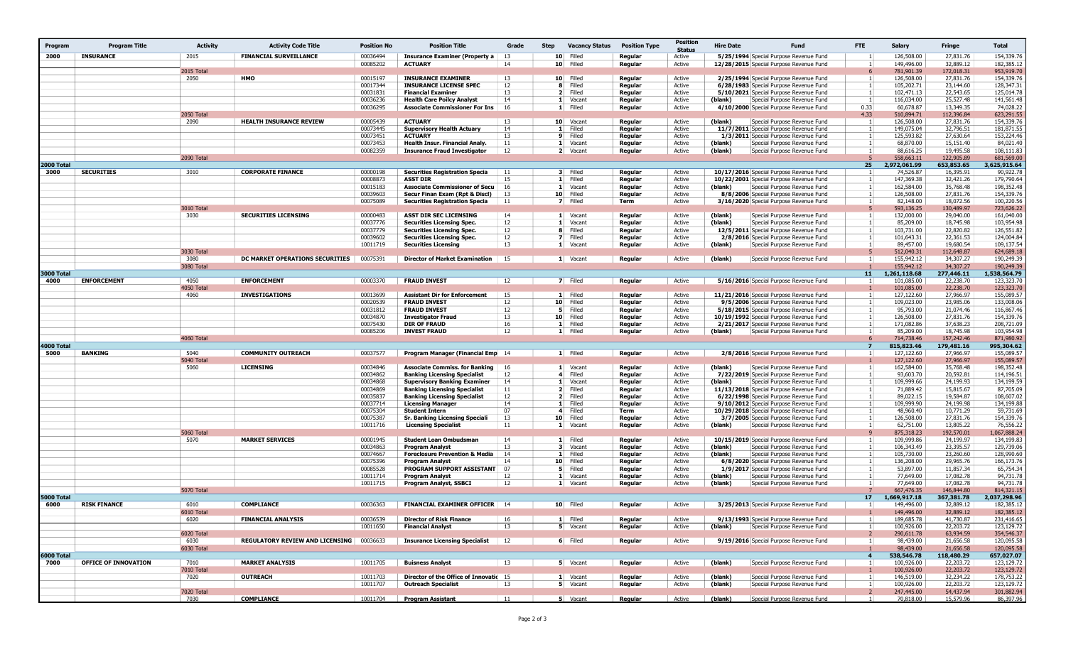| Program | Program Title | Activity | Activity Code Title | Position No | Position Title | Grade | Step | Vacancy Status | Position Type | Position Status | Hire Date | Fund | FTE | Salary | Fringe | Total |
|---|---|---|---|---|---|---|---|---|---|---|---|---|---|---|---|---|
| 2000 | INSURANCE | 2015 | FINANCIAL SURVEILLANCE | 00036494 | Insurance Examiner (Property a | 13 | 10 | Filled | Regular | Active | 5/25/1994 | Special Purpose Revenue Fund | 1 | 126,508.00 | 27,831.76 | 154,339.76 |
| | | | | 00085202 | ACTUARY | 14 | 10 | Filled | Regular | Active | 12/28/2015 | Special Purpose Revenue Fund | 1 | 149,496.00 | 32,889.12 | 182,385.12 |
| | | 2015 Total | | | | | | | | | | | 6 | 781,901.39 | 172,018.31 | 953,919.70 |
| | | 2050 | HMO | 00015197 | INSURANCE EXAMINER | 13 | 10 | Filled | Regular | Active | 2/25/1994 | Special Purpose Revenue Fund | 1 | 126,508.00 | 27,831.76 | 154,339.76 |
| | | | | 00017344 | INSURANCE LICENSE SPEC | 12 | 8 | Filled | Regular | Active | 6/28/1983 | Special Purpose Revenue Fund | 1 | 105,202.71 | 23,144.60 | 128,347.31 |
| | | | | 00031831 | Financial Examiner | 13 | 2 | Filled | Regular | Active | 5/10/2021 | Special Purpose Revenue Fund | 1 | 102,471.13 | 22,543.65 | 125,014.78 |
| | | | | 00036236 | Health Care Poilcy Analyst | 14 | 1 | Vacant | Regular | Active | (blank) | Special Purpose Revenue Fund | 1 | 116,034.00 | 25,527.48 | 141,561.48 |
| | | | | 00036295 | Associate Commissioner For Ins | 16 | 1 | Filled | Regular | Active | 4/10/2000 | Special Purpose Revenue Fund | 0.33 | 60,678.87 | 13,349.35 | 74,028.22 |
| | | 2050 Total | | | | | | | | | | | 4.33 | 510,894.71 | 112,396.84 | 623,291.55 |
| | | 2090 | HEALTH INSURANCE REVIEW | 00005439 | ACTUARY | 13 | 10 | Vacant | Regular | Active | (blank) | Special Purpose Revenue Fund | 1 | 126,508.00 | 27,831.76 | 154,339.76 |
| | | | | 00073445 | Supervisory Health Actuary | 14 | 1 | Filled | Regular | Active | 11/7/2011 | Special Purpose Revenue Fund | 1 | 149,075.04 | 32,796.51 | 181,871.55 |
| | | | | 00073451 | ACTUARY | 13 | 9 | Filled | Regular | Active | 1/3/2011 | Special Purpose Revenue Fund | 1 | 125,593.82 | 27,630.64 | 153,224.46 |
| | | | | 00073453 | Health Insur. Financial Analy. | 11 | 1 | Vacant | Regular | Active | (blank) | Special Purpose Revenue Fund | 1 | 68,870.00 | 15,151.40 | 84,021.40 |
| | | | | 00082359 | Insurance Fraud Investigator | 12 | 2 | Vacant | Regular | Active | (blank) | Special Purpose Revenue Fund | 1 | 88,616.25 | 19,495.58 | 108,111.83 |
| | | 2090 Total | | | | | | | | | | | 5 | 558,663.11 | 122,905.89 | 681,569.00 |
| 2000 Total | | | | | | | | | | | | | 25 | 2,972,061.99 | 653,853.65 | 3,625,915.64 |
| 3000 | SECURITIES | 3010 | CORPORATE FINANCE | 00000198 | Securities Registration Specia | 11 | 3 | Filled | Regular | Active | 10/17/2016 | Special Purpose Revenue Fund | 1 | 74,526.87 | 16,395.91 | 90,922.78 |
| | | | | 00008873 | ASST DIR | 15 | 1 | Filled | Regular | Active | 10/22/2001 | Special Purpose Revenue Fund | 1 | 147,369.38 | 32,421.26 | 179,790.64 |
| | | | | 00015183 | Associate Commissioner of Secu | 16 | 1 | Vacant | Regular | Active | (blank) | Special Purpose Revenue Fund | 1 | 162,584.00 | 35,768.48 | 198,352.48 |
| | | | | 00039603 | Secur Finan Exam (Rpt & Discl) | 13 | 10 | Filled | Regular | Active | 8/8/2006 | Special Purpose Revenue Fund | 1 | 126,508.00 | 27,831.76 | 154,339.76 |
| | | | | 00075089 | Securities Registration Specia | 11 | 7 | Filled | Term | Active | 3/16/2020 | Special Purpose Revenue Fund | 1 | 82,148.00 | 18,072.56 | 100,220.56 |
| | | 3010 Total | | | | | | | | | | | 5 | 593,136.25 | 130,489.97 | 723,626.22 |
| | | 3030 | SECURITIES LICENSING | 00000483 | ASST DIR SEC LICENSING | 14 | 1 | Vacant | Regular | Active | (blank) | Special Purpose Revenue Fund | 1 | 132,000.00 | 29,040.00 | 161,040.00 |
| | | | | 00037776 | Securities Licensing Spec. | 12 | 1 | Vacant | Regular | Active | (blank) | Special Purpose Revenue Fund | 1 | 85,209.00 | 18,745.98 | 103,954.98 |
| | | | | 00037779 | Securities Licensing Spec. | 12 | 8 | Filled | Regular | Active | 12/5/2011 | Special Purpose Revenue Fund | 1 | 103,731.00 | 22,820.82 | 126,551.82 |
| | | | | 00039602 | Securities Licensing Spec. | 12 | 7 | Filled | Regular | Active | 2/8/2016 | Special Purpose Revenue Fund | 1 | 101,643.31 | 22,361.53 | 124,004.84 |
| | | | | 10011719 | Securities Licensing | 13 | 1 | Vacant | Regular | Active | (blank) | Special Purpose Revenue Fund | 1 | 89,457.00 | 19,680.54 | 109,137.54 |
| | | 3030 Total | | | | | | | | | | | 5 | 512,040.31 | 112,648.87 | 624,689.18 |
| | | 3080 | DC MARKET OPERATIONS SECURITIES | 00075391 | Director of Market Examination | 15 | 1 | Vacant | Regular | Active | (blank) | Special Purpose Revenue Fund | 1 | 155,942.12 | 34,307.27 | 190,249.39 |
| | | 3080 Total | | | | | | | | | | | 1 | 155,942.12 | 34,307.27 | 190,249.39 |
| 3000 Total | | | | | | | | | | | | | 11 | 1,261,118.68 | 277,446.11 | 1,538,564.79 |
| 4000 | ENFORCEMENT | 4050 | ENFORCEMENT | 00003370 | FRAUD INVEST | 12 | 7 | Filled | Regular | Active | 5/16/2016 | Special Purpose Revenue Fund | 1 | 101,085.00 | 22,238.70 | 123,323.70 |
| | | 4050 Total | | | | | | | | | | | 1 | 101,085.00 | 22,238.70 | 123,323.70 |
| | | 4060 | INVESTIGATIONS | 00013699 | Assistant Dir for Enforcement | 15 | 1 | Filled | Regular | Active | 11/21/2016 | Special Purpose Revenue Fund | 1 | 127,122.60 | 27,966.97 | 155,089.57 |
| | | | | 00020539 | FRAUD INVEST | 12 | 10 | Filled | Regular | Active | 9/5/2006 | Special Purpose Revenue Fund | 1 | 109,023.00 | 23,985.06 | 133,008.06 |
| | | | | 00031812 | FRAUD INVEST | 12 | 5 | Filled | Regular | Active | 5/18/2015 | Special Purpose Revenue Fund | 1 | 95,793.00 | 21,074.46 | 116,867.46 |
| | | | | 00034870 | Investigator Fraud | 13 | 10 | Filled | Regular | Active | 10/19/1992 | Special Purpose Revenue Fund | 1 | 126,508.00 | 27,831.76 | 154,339.76 |
| | | | | 00075430 | DIR OF FRAUD | 16 | 1 | Filled | Regular | Active | 2/21/2017 | Special Purpose Revenue Fund | 1 | 171,082.86 | 37,638.23 | 208,721.09 |
| | | | | 00085206 | INVEST FRAUD | 12 | 1 | Filled | Regular | Active | (blank) | Special Purpose Revenue Fund | 1 | 85,209.00 | 18,745.98 | 103,954.98 |
| | | 4060 Total | | | | | | | | | | | 6 | 714,738.46 | 157,242.46 | 871,980.92 |
| 4000 Total | | | | | | | | | | | | | 7 | 815,823.46 | 179,481.16 | 995,304.62 |
| 5000 | BANKING | 5040 | COMMUNITY OUTREACH | 00037577 | Program Manager (Financial Emp | 14 | 1 | Filled | Regular | Active | 2/8/2016 | Special Purpose Revenue Fund | 1 | 127,122.60 | 27,966.97 | 155,089.57 |
| | | 5040 Total | | | | | | | | | | | 1 | 127,122.60 | 27,966.97 | 155,089.57 |
| | | 5060 | LICENSING | 00034846 | Associate Commiss. for Banking | 16 | 1 | Vacant | Regular | Active | (blank) | Special Purpose Revenue Fund | 1 | 162,584.00 | 35,768.48 | 198,352.48 |
| | | | | 00034862 | Banking Licensing Specialist | 12 | 4 | Filled | Regular | Active | 7/22/2019 | Special Purpose Revenue Fund | 1 | 93,603.70 | 20,592.81 | 114,196.51 |
| | | | | 00034868 | Supervisory Banking Examiner | 14 | 1 | Vacant | Regular | Active | (blank) | Special Purpose Revenue Fund | 1 | 109,999.66 | 24,199.93 | 134,199.59 |
| | | | | 00034869 | Banking Licensing Specialist | 11 | 2 | Filled | Regular | Active | 11/13/2018 | Special Purpose Revenue Fund | 1 | 71,889.42 | 15,815.67 | 87,705.09 |
| | | | | 00035837 | Banking Licensing Specialist | 12 | 2 | Filled | Regular | Active | 6/22/1998 | Special Purpose Revenue Fund | 1 | 89,022.15 | 19,584.87 | 108,607.02 |
| | | | | 00037714 | Licensing Manager | 14 | 1 | Filled | Regular | Active | 9/10/2012 | Special Purpose Revenue Fund | 1 | 109,999.90 | 24,199.98 | 134,199.88 |
| | | | | 00075304 | Student Intern | 07 | 4 | Filled | Term | Active | 10/29/2018 | Special Purpose Revenue Fund | 1 | 48,960.40 | 10,771.29 | 59,731.69 |
| | | | | 00075387 | Sr. Banking Licensing Speciali | 13 | 10 | Filled | Regular | Active | 3/7/2005 | Special Purpose Revenue Fund | 1 | 126,508.00 | 27,831.76 | 154,339.76 |
| | | | | 10011716 | Licensing Specialist | 11 | 1 | Vacant | Regular | Active | (blank) | Special Purpose Revenue Fund | 1 | 62,751.00 | 13,805.22 | 76,556.22 |
| | | 5060 Total | | | | | | | | | | | 9 | 875,318.23 | 192,570.01 | 1,067,888.24 |
| | | 5070 | MARKET SERVICES | 00001945 | Student Loan Ombudsman | 14 | 1 | Filled | Regular | Active | 10/15/2019 | Special Purpose Revenue Fund | 1 | 109,999.86 | 24,199.97 | 134,199.83 |
| | | | | 00034863 | Program Analyst | 13 | 3 | Vacant | Regular | Active | (blank) | Special Purpose Revenue Fund | 1 | 106,343.49 | 23,395.57 | 129,739.06 |
| | | | | 00074667 | Foreclosure Prevention & Media | 14 | 1 | Filled | Regular | Active | (blank) | Special Purpose Revenue Fund | 1 | 105,730.00 | 23,260.60 | 128,990.60 |
| | | | | 00075396 | Program Analyst | 14 | 10 | Filled | Regular | Active | 6/8/2020 | Special Purpose Revenue Fund | 1 | 136,208.00 | 29,965.76 | 166,173.76 |
| | | | | 00085528 | PROGRAM SUPPORT ASSISTANT | 07 | 5 | Filled | Regular | Active | 1/9/2017 | Special Purpose Revenue Fund | 1 | 53,897.00 | 11,857.34 | 65,754.34 |
| | | | | 10011714 | Program Analyst | 12 | 1 | Vacant | Regular | Active | (blank) | Special Purpose Revenue Fund | 1 | 77,649.00 | 17,082.78 | 94,731.78 |
| | | | | 10011715 | Program Analyst, SSBCI | 12 | 1 | Vacant | Regular | Active | (blank) | Special Purpose Revenue Fund | 1 | 77,649.00 | 17,082.78 | 94,731.78 |
| | | 5070 Total | | | | | | | | | | | 7 | 667,476.35 | 146,844.80 | 814,321.15 |
| 5000 Total | | | | | | | | | | | | | 17 | 1,669,917.18 | 367,381.78 | 2,037,298.96 |
| 6000 | RISK FINANCE | 6010 | COMPLIANCE | 00036363 | FINANCIAL EXAMINER OFFICER | 14 | 10 | Filled | Regular | Active | 3/25/2013 | Special Purpose Revenue Fund | 1 | 149,496.00 | 32,889.12 | 182,385.12 |
| | | 6010 Total | | | | | | | | | | | 1 | 149,496.00 | 32,889.12 | 182,385.12 |
| | | 6020 | FINANCIAL ANALYSIS | 00036539 | Director of Risk Finance | 16 | 1 | Filled | Regular | Active | 9/13/1993 | Special Purpose Revenue Fund | 1 | 189,685.78 | 41,730.87 | 231,416.65 |
| | | | | 10011650 | Financial Analyst | 13 | 5 | Vacant | Regular | Active | (blank) | Special Purpose Revenue Fund | 1 | 100,926.00 | 22,203.72 | 123,129.72 |
| | | 6020 Total | | | | | | | | | | | 2 | 290,611.78 | 63,934.59 | 354,546.37 |
| | | 6030 | REGULATORY REVIEW AND LICENSING | 00036633 | Insurance Licensing Specialist | 12 | 6 | Filled | Regular | Active | 9/19/2016 | Special Purpose Revenue Fund | 1 | 98,439.00 | 21,656.58 | 120,095.58 |
| | | 6030 Total | | | | | | | | | | | 1 | 98,439.00 | 21,656.58 | 120,095.58 |
| 6000 Total | | | | | | | | | | | | | 4 | 538,546.78 | 118,480.29 | 657,027.07 |
| 7000 | OFFICE OF INNOVATION | 7010 | MARKET ANALYSIS | 10011705 | Buisness Analyst | 13 | 5 | Vacant | Regular | Active | (blank) | Special Purpose Revenue Fund | 1 | 100,926.00 | 22,203.72 | 123,129.72 |
| | | 7010 Total | | | | | | | | | | | 1 | 100,926.00 | 22,203.72 | 123,129.72 |
| | | 7020 | OUTREACH | 10011703 | Director of the Office of Innovatio | 15 | 1 | Vacant | Regular | Active | (blank) | Special Purpose Revenue Fund | 1 | 146,519.00 | 32,234.22 | 178,753.22 |
| | | | | 10011707 | Outreach Specialist | 13 | 5 | Vacant | Regular | Active | (blank) | Special Purpose Revenue Fund | 1 | 100,926.00 | 22,203.72 | 123,129.72 |
| | | 7020 Total | | | | | | | | | | | 2 | 247,445.00 | 54,437.94 | 301,882.94 |
| | | 7030 | COMPLIANCE | 10011704 | Program Assistant | 11 | 5 | Vacant | Regular | Active | (blank) | Special Purpose Revenue Fund | 1 | 70,818.00 | 15,579.96 | 86,397.96 |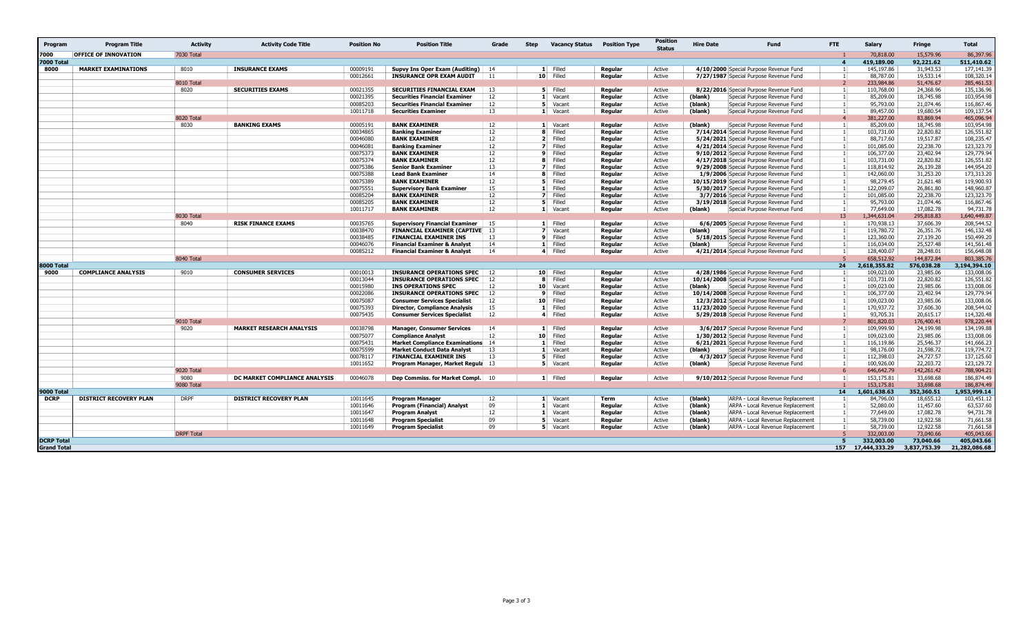| Program | Program Title | Activity | Activity Code Title | Position No | Position Title | Grade | Step | Vacancy Status | Position Type | Position Status | Hire Date | Fund | FTE | Salary | Fringe | Total |
|---|---|---|---|---|---|---|---|---|---|---|---|---|---|---|---|---|
| 7000 | OFFICE OF INNOVATION | 7030 Total | | | | | | | | | | | 1 | 70,818.00 | 15,579.96 | 86,397.96 |
| 7000 Total | | | | | | | | | | | | | 4 | 419,189.00 | 92,221.62 | 511,410.62 |
| 8000 | MARKET EXAMINATIONS | 8010 | INSURANCE EXAMS | 00009191 | Supvy Ins Oper Exam (Auditing) | 14 | 1 | Filled | Regular | Active | 4/10/2000 | Special Purpose Revenue Fund | 1 | 145,197.86 | 31,943.53 | 177,141.39 |
| | | | | 00012661 | INSURANCE OPR EXAM AUDIT | 11 | 10 | Filled | Regular | Active | 7/27/1987 | Special Purpose Revenue Fund | 1 | 88,787.00 | 19,533.14 | 108,320.14 |
| | | 8010 Total | | | | | | | | | | | 2 | 233,984.86 | 51,476.67 | 285,461.53 |
| | | 8020 | SECURITIES EXAMS | 00021355 | SECURITIES FINANCIAL EXAM | 13 | 5 | Filled | Regular | Active | 8/22/2016 | Special Purpose Revenue Fund | 1 | 110,768.00 | 24,368.96 | 135,136.96 |
| | | | | 00021395 | Securities Financial Examiner | 12 | 1 | Vacant | Regular | Active | (blank) | Special Purpose Revenue Fund | 1 | 85,209.00 | 18,745.98 | 103,954.98 |
| | | | | 00085203 | Securities Financial Examiner | 12 | 5 | Vacant | Regular | Active | (blank) | Special Purpose Revenue Fund | 1 | 95,793.00 | 21,074.46 | 116,867.46 |
| | | | | 10011718 | Securities Examiner | 13 | 1 | Vacant | Regular | Active | (blank) | Special Purpose Revenue Fund | 1 | 89,457.00 | 19,680.54 | 109,137.54 |
| | | 8020 Total | | | | | | | | | | | 4 | 381,227.00 | 83,869.94 | 465,096.94 |
| | | 8030 | BANKING EXAMS | 00005191 | BANK EXAMINER | 12 | 1 | Vacant | Regular | Active | (blank) | Special Purpose Revenue Fund | 1 | 85,209.00 | 18,745.98 | 103,954.98 |
| | | | | 00034865 | Banking Examiner | 12 | 8 | Filled | Regular | Active | 7/14/2014 | Special Purpose Revenue Fund | 1 | 103,731.00 | 22,820.82 | 126,551.82 |
| | | | | 00046080 | BANK EXAMINER | 12 | 2 | Filled | Regular | Active | 5/24/2021 | Special Purpose Revenue Fund | 1 | 88,717.60 | 19,517.87 | 108,235.47 |
| | | | | 00046081 | Banking Examiner | 12 | 7 | Filled | Regular | Active | 4/21/2014 | Special Purpose Revenue Fund | 1 | 101,085.00 | 22,238.70 | 123,323.70 |
| | | | | 00075373 | BANK EXAMINER | 12 | 9 | Filled | Regular | Active | 9/10/2012 | Special Purpose Revenue Fund | 1 | 106,377.00 | 23,402.94 | 129,779.94 |
| | | | | 00075374 | BANK EXAMINER | 12 | 8 | Filled | Regular | Active | 4/17/2018 | Special Purpose Revenue Fund | 1 | 103,731.00 | 22,820.82 | 126,551.82 |
| | | | | 00075386 | Senior Bank Examiner | 13 | 7 | Filled | Regular | Active | 9/29/2008 | Special Purpose Revenue Fund | 1 | 118,814.92 | 26,139.28 | 144,954.20 |
| | | | | 00075388 | Lead Bank Examiner | 14 | 8 | Filled | Regular | Active | 1/9/2006 | Special Purpose Revenue Fund | 1 | 142,060.00 | 31,253.20 | 173,313.20 |
| | | | | 00075389 | BANK EXAMINER | 12 | 5 | Filled | Regular | Active | 10/15/2019 | Special Purpose Revenue Fund | 1 | 98,279.45 | 21,621.48 | 119,900.93 |
| | | | | 00075551 | Supervisory Bank Examiner | 15 | 1 | Filled | Regular | Active | 5/30/2017 | Special Purpose Revenue Fund | 1 | 122,099.07 | 26,861.80 | 148,960.87 |
| | | | | 00085204 | BANK EXAMINER | 12 | 7 | Filled | Regular | Active | 3/7/2016 | Special Purpose Revenue Fund | 1 | 101,085.00 | 22,238.70 | 123,323.70 |
| | | | | 00085205 | BANK EXAMINER | 12 | 5 | Filled | Regular | Active | 3/19/2018 | Special Purpose Revenue Fund | 1 | 95,793.00 | 21,074.46 | 116,867.46 |
| | | | | 10011717 | BANK EXAMINER | 12 | 1 | Vacant | Regular | Active | (blank) | Special Purpose Revenue Fund | 1 | 77,649.00 | 17,082.78 | 94,731.78 |
| | | 8030 Total | | | | | | | | | | | 13 | 1,344,631.04 | 295,818.83 | 1,640,449.87 |
| | | 8040 | RISK FINANCE EXAMS | 00035765 | Supervisory Financial Examiner | 15 | 1 | Filled | Regular | Active | 6/6/2005 | Special Purpose Revenue Fund | 1 | 170,938.13 | 37,606.39 | 208,544.52 |
| | | | | 00038470 | FINANCIAL EXAMINER (CAPTIVE | 13 | 7 | Vacant | Regular | Active | (blank) | Special Purpose Revenue Fund | 1 | 119,780.72 | 26,351.76 | 146,132.48 |
| | | | | 00038485 | FINANCIAL EXAMINER INS | 13 | 9 | Filled | Regular | Active | 5/18/2015 | Special Purpose Revenue Fund | 1 | 123,360.00 | 27,139.20 | 150,499.20 |
| | | | | 00046076 | Financial Examiner & Analyst | 14 | 1 | Filled | Regular | Active | (blank) | Special Purpose Revenue Fund | 1 | 116,034.00 | 25,527.48 | 141,561.48 |
| | | | | 00085212 | Financial Examiner & Analyst | 14 | 4 | Filled | Regular | Active | 4/21/2014 | Special Purpose Revenue Fund | 1 | 128,400.07 | 28,248.01 | 156,648.08 |
| | | 8040 Total | | | | | | | | | | | 5 | 658,512.92 | 144,872.84 | 803,385.76 |
| 8000 Total | | | | | | | | | | | | | 24 | 2,618,355.82 | 576,038.28 | 3,194,394.10 |
| 9000 | COMPLIANCE ANALYSIS | 9010 | CONSUMER SERVICES | 00010013 | INSURANCE OPERATIONS SPEC | 12 | 10 | Filled | Regular | Active | 4/28/1986 | Special Purpose Revenue Fund | 1 | 109,023.00 | 23,985.06 | 133,008.06 |
| | | | | 00013044 | INSURANCE OPERATIONS SPEC | 12 | 8 | Filled | Regular | Active | 10/14/2008 | Special Purpose Revenue Fund | 1 | 103,731.00 | 22,820.82 | 126,551.82 |
| | | | | 00015980 | INS OPERATIONS SPEC | 12 | 10 | Vacant | Regular | Active | (blank) | Special Purpose Revenue Fund | 1 | 109,023.00 | 23,985.06 | 133,008.06 |
| | | | | 00022086 | INSURANCE OPERATIONS SPEC | 12 | 9 | Filled | Regular | Active | 10/14/2008 | Special Purpose Revenue Fund | 1 | 106,377.00 | 23,402.94 | 129,779.94 |
| | | | | 00075087 | Consumer Services Specialist | 12 | 10 | Filled | Regular | Active | 12/3/2012 | Special Purpose Revenue Fund | 1 | 109,023.00 | 23,985.06 | 133,008.06 |
| | | | | 00075393 | Director, Compliance Analysis | 15 | 1 | Filled | Regular | Active | 11/23/2020 | Special Purpose Revenue Fund | 1 | 170,937.72 | 37,606.30 | 208,544.02 |
| | | | | 00075435 | Consumer Services Specialist | 12 | 4 | Filled | Regular | Active | 5/29/2018 | Special Purpose Revenue Fund | 1 | 93,705.31 | 20,615.17 | 114,320.48 |
| | | 9010 Total | | | | | | | | | | | 7 | 801,820.03 | 176,400.41 | 978,220.44 |
| | | 9020 | MARKET RESEARCH ANALYSIS | 00038798 | Manager, Consumer Services | 14 | 1 | Filled | Regular | Active | 3/6/2017 | Special Purpose Revenue Fund | 1 | 109,999.90 | 24,199.98 | 134,199.88 |
| | | | | 00075077 | Compliance Analyst | 12 | 10 | Filled | Regular | Active | 1/30/2012 | Special Purpose Revenue Fund | 1 | 109,023.00 | 23,985.06 | 133,008.06 |
| | | | | 00075431 | Market Compliance Examinations | 14 | 1 | Filled | Regular | Active | 6/21/2021 | Special Purpose Revenue Fund | 1 | 116,119.86 | 25,546.37 | 141,666.23 |
| | | | | 00075599 | Market Conduct Data Analyst | 13 | 1 | Vacant | Regular | Active | (blank) | Special Purpose Revenue Fund | 1 | 98,176.00 | 21,598.72 | 119,774.72 |
| | | | | 00078117 | FINANCIAL EXAMINER INS | 13 | 5 | Filled | Regular | Active | 4/3/2017 | Special Purpose Revenue Fund | 1 | 112,398.03 | 24,727.57 | 137,125.60 |
| | | | | 10011652 | Program Manager, Market Regula | 13 | 5 | Vacant | Regular | Active | (blank) | Special Purpose Revenue Fund | 1 | 100,926.00 | 22,203.72 | 123,129.72 |
| | | 9020 Total | | | | | | | | | | | 6 | 646,642.79 | 142,261.42 | 788,904.21 |
| | | 9080 | DC MARKET COMPLIANCE ANALYSIS | 00046078 | Dep Commiss. for Market Compl. | 10 | 1 | Filled | Regular | Active | 9/10/2012 | Special Purpose Revenue Fund | 1 | 153,175.81 | 33,698.68 | 186,874.49 |
| | | 9080 Total | | | | | | | | | | | 1 | 153,175.81 | 33,698.68 | 186,874.49 |
| 9000 Total | | | | | | | | | | | | | 14 | 1,601,638.63 | 352,360.51 | 1,953,999.14 |
| DCRP | DISTRICT RECOVERY PLAN | DRPF | DISTRICT RECOVERY PLAN | 10011645 | Program Manager | 12 | 1 | Vacant | Term | Active | (blank) | ARPA - Local Revenue Replacement | 1 | 84,796.00 | 18,655.12 | 103,451.12 |
| | | | | 10011646 | Program (Financial) Analyst | 09 | 1 | Vacant | Regular | Active | (blank) | ARPA - Local Revenue Replacement | 1 | 52,080.00 | 11,457.60 | 63,537.60 |
| | | | | 10011647 | Program Analyst | 12 | 1 | Vacant | Regular | Active | (blank) | ARPA - Local Revenue Replacement | 1 | 77,649.00 | 17,082.78 | 94,731.78 |
| | | | | 10011648 | Program Specialist | 09 | 5 | Vacant | Regular | Active | (blank) | ARPA - Local Revenue Replacement | 1 | 58,739.00 | 12,922.58 | 71,661.58 |
| | | | | 10011649 | Program Specialist | 09 | 5 | Vacant | Regular | Active | (blank) | ARPA - Local Revenue Replacement | 1 | 58,739.00 | 12,922.58 | 71,661.58 |
| | | DRPF Total | | | | | | | | | | | 5 | 332,003.00 | 73,040.66 | 405,043.66 |
| DCRP Total | | | | | | | | | | | | | 5 | 332,003.00 | 73,040.66 | 405,043.66 |
| Grand Total | | | | | | | | | | | | | 157 | 17,444,333.29 | 3,837,753.39 | 21,282,086.68 |